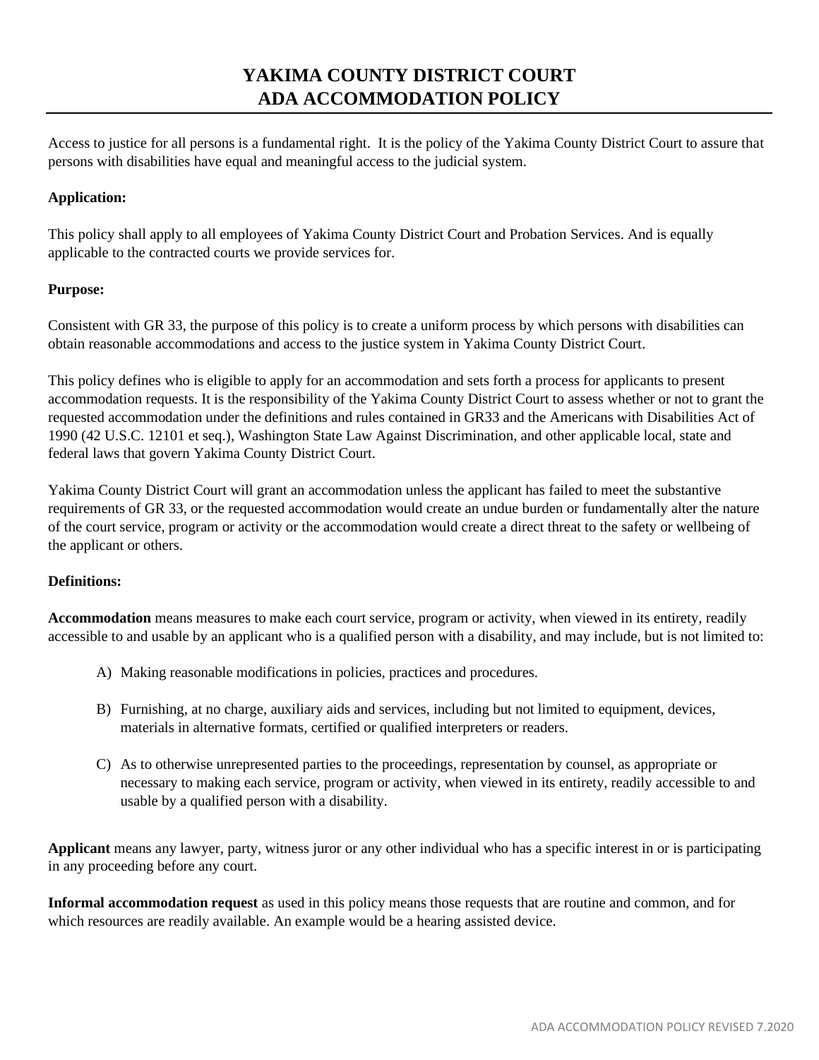# YAKIMA COUNTY DISTRICT COURT
# ADA ACCOMMODATION POLICY

Access to justice for all persons is a fundamental right. It is the policy of the Yakima County District Court to assure that persons with disabilities have equal and meaningful access to the judicial system.

**Application:**

This policy shall apply to all employees of Yakima County District Court and Probation Services. And is equally applicable to the contracted courts we provide services for.

**Purpose:**

Consistent with GR 33, the purpose of this policy is to create a uniform process by which persons with disabilities can obtain reasonable accommodations and access to the justice system in Yakima County District Court.

This policy defines who is eligible to apply for an accommodation and sets forth a process for applicants to present accommodation requests. It is the responsibility of the Yakima County District Court to assess whether or not to grant the requested accommodation under the definitions and rules contained in GR33 and the Americans with Disabilities Act of 1990 (42 U.S.C. 12101 et seq.), Washington State Law Against Discrimination, and other applicable local, state and federal laws that govern Yakima County District Court.

Yakima County District Court will grant an accommodation unless the applicant has failed to meet the substantive requirements of GR 33, or the requested accommodation would create an undue burden or fundamentally alter the nature of the court service, program or activity or the accommodation would create a direct threat to the safety or wellbeing of the applicant or others.

**Definitions:**

**Accommodation** means measures to make each court service, program or activity, when viewed in its entirety, readily accessible to and usable by an applicant who is a qualified person with a disability, and may include, but is not limited to:

A) Making reasonable modifications in policies, practices and procedures.

B) Furnishing, at no charge, auxiliary aids and services, including but not limited to equipment, devices, materials in alternative formats, certified or qualified interpreters or readers.

C) As to otherwise unrepresented parties to the proceedings, representation by counsel, as appropriate or necessary to making each service, program or activity, when viewed in its entirety, readily accessible to and usable by a qualified person with a disability.

**Applicant** means any lawyer, party, witness juror or any other individual who has a specific interest in or is participating in any proceeding before any court.

**Informal accommodation request** as used in this policy means those requests that are routine and common, and for which resources are readily available. An example would be a hearing assisted device.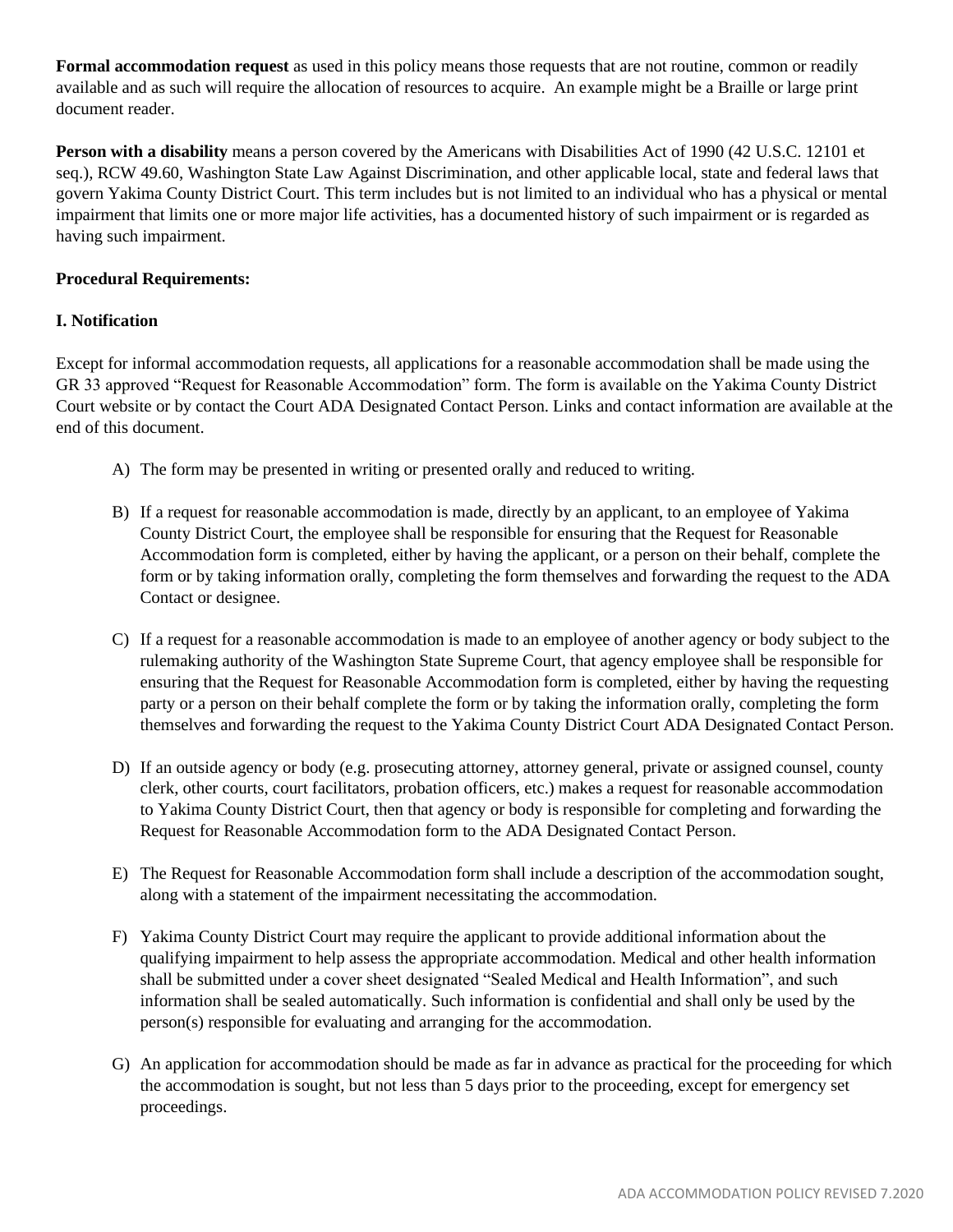**Formal accommodation request** as used in this policy means those requests that are not routine, common or readily available and as such will require the allocation of resources to acquire. An example might be a Braille or large print document reader.

**Person with a disability** means a person covered by the Americans with Disabilities Act of 1990 (42 U.S.C. 12101 et seq.), RCW 49.60, Washington State Law Against Discrimination, and other applicable local, state and federal laws that govern Yakima County District Court. This term includes but is not limited to an individual who has a physical or mental impairment that limits one or more major life activities, has a documented history of such impairment or is regarded as having such impairment.

**Procedural Requirements:**

**I. Notification**

Except for informal accommodation requests, all applications for a reasonable accommodation shall be made using the GR 33 approved "Request for Reasonable Accommodation" form. The form is available on the Yakima County District Court website or by contact the Court ADA Designated Contact Person. Links and contact information are available at the end of this document.

A) The form may be presented in writing or presented orally and reduced to writing.

B) If a request for reasonable accommodation is made, directly by an applicant, to an employee of Yakima County District Court, the employee shall be responsible for ensuring that the Request for Reasonable Accommodation form is completed, either by having the applicant, or a person on their behalf, complete the form or by taking information orally, completing the form themselves and forwarding the request to the ADA Contact or designee.

C) If a request for a reasonable accommodation is made to an employee of another agency or body subject to the rulemaking authority of the Washington State Supreme Court, that agency employee shall be responsible for ensuring that the Request for Reasonable Accommodation form is completed, either by having the requesting party or a person on their behalf complete the form or by taking the information orally, completing the form themselves and forwarding the request to the Yakima County District Court ADA Designated Contact Person.

D) If an outside agency or body (e.g. prosecuting attorney, attorney general, private or assigned counsel, county clerk, other courts, court facilitators, probation officers, etc.) makes a request for reasonable accommodation to Yakima County District Court, then that agency or body is responsible for completing and forwarding the Request for Reasonable Accommodation form to the ADA Designated Contact Person.

E) The Request for Reasonable Accommodation form shall include a description of the accommodation sought, along with a statement of the impairment necessitating the accommodation.

F) Yakima County District Court may require the applicant to provide additional information about the qualifying impairment to help assess the appropriate accommodation. Medical and other health information shall be submitted under a cover sheet designated "Sealed Medical and Health Information", and such information shall be sealed automatically. Such information is confidential and shall only be used by the person(s) responsible for evaluating and arranging for the accommodation.

G) An application for accommodation should be made as far in advance as practical for the proceeding for which the accommodation is sought, but not less than 5 days prior to the proceeding, except for emergency set proceedings.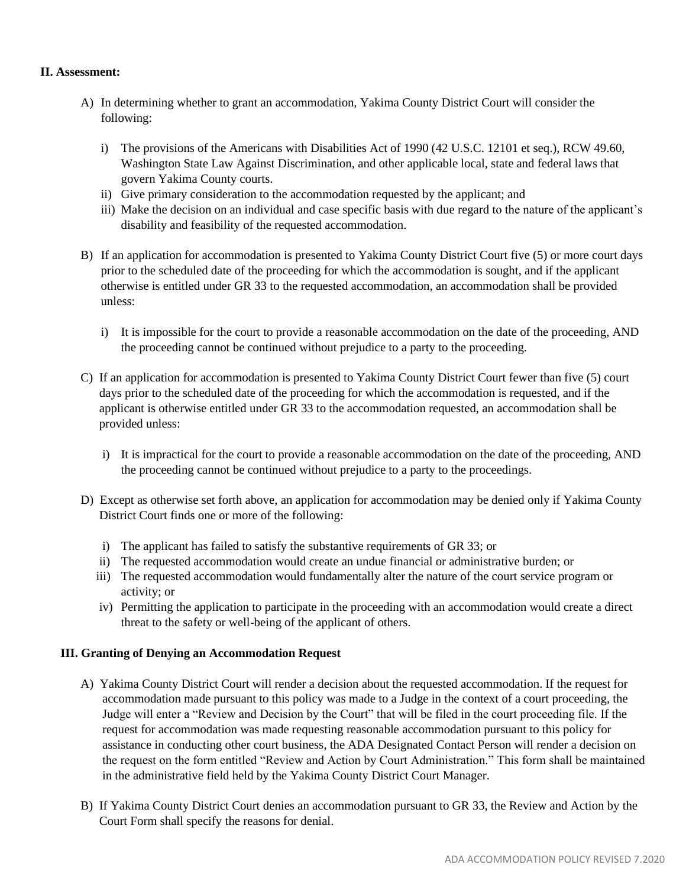## II. Assessment:

A) In determining whether to grant an accommodation, Yakima County District Court will consider the following:

   i) The provisions of the Americans with Disabilities Act of 1990 (42 U.S.C. 12101 et seq.), RCW 49.60, Washington State Law Against Discrimination, and other applicable local, state and federal laws that govern Yakima County courts.
   ii) Give primary consideration to the accommodation requested by the applicant; and
   iii) Make the decision on an individual and case specific basis with due regard to the nature of the applicant's disability and feasibility of the requested accommodation.

B) If an application for accommodation is presented to Yakima County District Court five (5) or more court days prior to the scheduled date of the proceeding for which the accommodation is sought, and if the applicant otherwise is entitled under GR 33 to the requested accommodation, an accommodation shall be provided unless:

   i) It is impossible for the court to provide a reasonable accommodation on the date of the proceeding, AND the proceeding cannot be continued without prejudice to a party to the proceeding.

C) If an application for accommodation is presented to Yakima County District Court fewer than five (5) court days prior to the scheduled date of the proceeding for which the accommodation is requested, and if the applicant is otherwise entitled under GR 33 to the accommodation requested, an accommodation shall be provided unless:

   i) It is impractical for the court to provide a reasonable accommodation on the date of the proceeding, AND the proceeding cannot be continued without prejudice to a party to the proceedings.

D) Except as otherwise set forth above, an application for accommodation may be denied only if Yakima County District Court finds one or more of the following:

   i) The applicant has failed to satisfy the substantive requirements of GR 33; or
   ii) The requested accommodation would create an undue financial or administrative burden; or
   iii) The requested accommodation would fundamentally alter the nature of the court service program or activity; or
   iv) Permitting the application to participate in the proceeding with an accommodation would create a direct threat to the safety or well-being of the applicant of others.

## III. Granting of Denying an Accommodation Request

A) Yakima County District Court will render a decision about the requested accommodation. If the request for accommodation made pursuant to this policy was made to a Judge in the context of a court proceeding, the Judge will enter a "Review and Decision by the Court" that will be filed in the court proceeding file. If the request for accommodation was made requesting reasonable accommodation pursuant to this policy for assistance in conducting other court business, the ADA Designated Contact Person will render a decision on the request on the form entitled "Review and Action by Court Administration." This form shall be maintained in the administrative field held by the Yakima County District Court Manager.

B) If Yakima County District Court denies an accommodation pursuant to GR 33, the Review and Action by the Court Form shall specify the reasons for denial.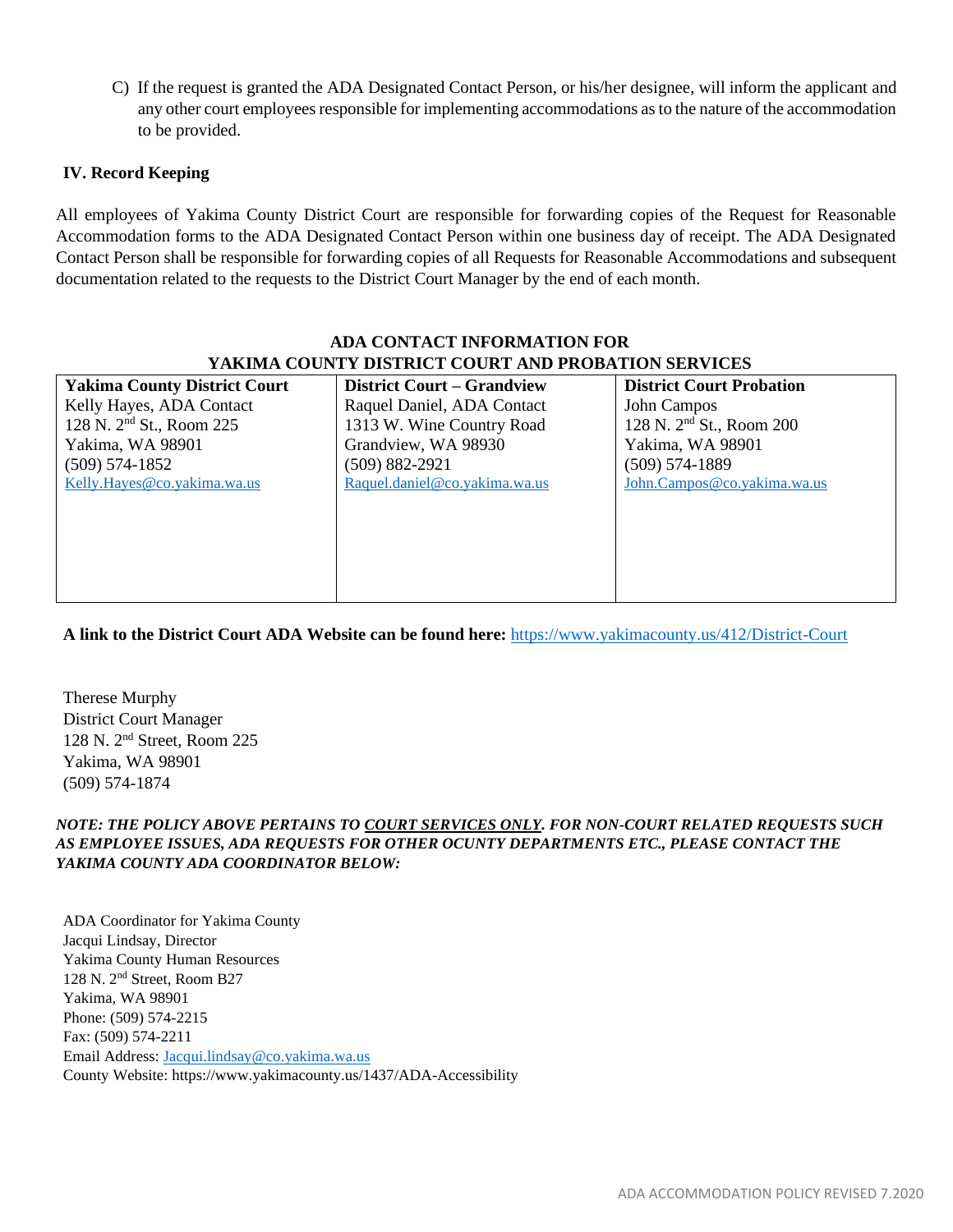C) If the request is granted the ADA Designated Contact Person, or his/her designee, will inform the applicant and any other court employees responsible for implementing accommodations as to the nature of the accommodation to be provided.

**IV. Record Keeping**

All employees of Yakima County District Court are responsible for forwarding copies of the Request for Reasonable Accommodation forms to the ADA Designated Contact Person within one business day of receipt. The ADA Designated Contact Person shall be responsible for forwarding copies of all Requests for Reasonable Accommodations and subsequent documentation related to the requests to the District Court Manager by the end of each month.

**ADA CONTACT INFORMATION FOR YAKIMA COUNTY DISTRICT COURT AND PROBATION SERVICES**

| **Yakima County District Court** | **District Court – Grandview** | **District Court Probation** |
|---|---|---|
| Kelly Hayes, ADA Contact | Raquel Daniel, ADA Contact | John Campos |
| 128 N. 2nd St., Room 225 | 1313 W. Wine Country Road | 128 N. 2nd St., Room 200 |
| Yakima, WA 98901 | Grandview, WA 98930 | Yakima, WA 98901 |
| (509) 574-1852 | (509) 882-2921 | (509) 574-1889 |
| Kelly.Hayes@co.yakima.wa.us | Raquel.daniel@co.yakima.wa.us | John.Campos@co.yakima.wa.us |

**A link to the District Court ADA Website can be found here:** https://www.yakimacounty.us/412/District-Court

Therese Murphy
District Court Manager
128 N. 2nd Street, Room 225
Yakima, WA 98901
(509) 574-1874

***NOTE: THE POLICY ABOVE PERTAINS TO COURT SERVICES ONLY. FOR NON-COURT RELATED REQUESTS SUCH AS EMPLOYEE ISSUES, ADA REQUESTS FOR OTHER OCUNTY DEPARTMENTS ETC., PLEASE CONTACT THE YAKIMA COUNTY ADA COORDINATOR BELOW:***

ADA Coordinator for Yakima County
Jacqui Lindsay, Director
Yakima County Human Resources
128 N. 2nd Street, Room B27
Yakima, WA 98901
Phone: (509) 574-2215
Fax: (509) 574-2211
Email Address: Jacqui.lindsay@co.yakima.wa.us
County Website: https://www.yakimacounty.us/1437/ADA-Accessibility